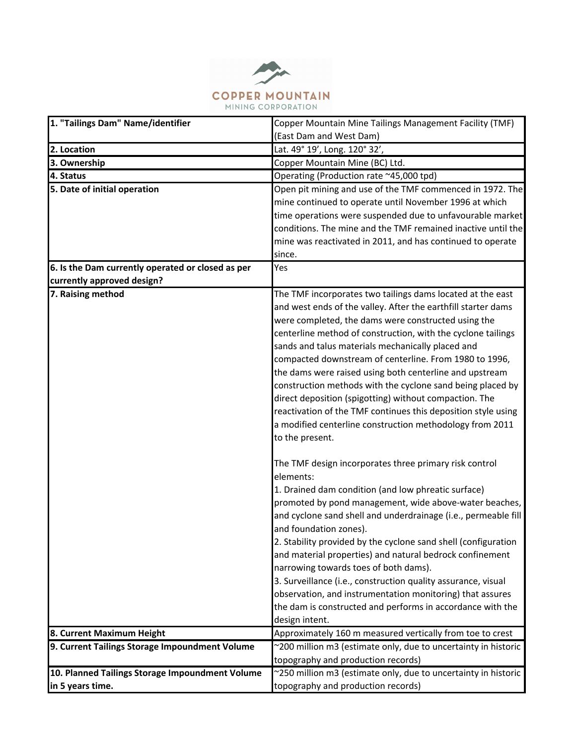COPPER MOUNTAIN

MINING CORPORATION

| 1. "Tailings Dam" Name/identifier | Copper Mountain Mine Tailings Management Facility (TMF) (East Dam and West Dam) |
|---|---|
| 2. Location | Lat. 49° 19', Long. 120° 32', |
| 3. Ownership | Copper Mountain Mine (BC) Ltd. |
| 4. Status | Operating (Production rate ~45,000 tpd) |
| 5. Date of initial operation | Open pit mining and use of the TMF commenced in 1972. The mine continued to operate until November 1996 at which time operations were suspended due to unfavourable market conditions. The mine and the TMF remained inactive until the mine was reactivated in 2011, and has continued to operate since. |
| 6. Is the Dam currently operated or closed as per currently approved design? | Yes |
| 7. Raising method | The TMF incorporates two tailings dams located at the east and west ends of the valley. After the earthfill starter dams were completed, the dams were constructed using the centerline method of construction, with the cyclone tailings sands and talus materials mechanically placed and compacted downstream of centerline. From 1980 to 1996, the dams were raised using both centerline and upstream construction methods with the cyclone sand being placed by direct deposition (spigotting) without compaction. The reactivation of the TMF continues this deposition style using a modified centerline construction methodology from 2011 to the present.<br><br>The TMF design incorporates three primary risk control elements:<br>1. Drained dam condition (and low phreatic surface) promoted by pond management, wide above-water beaches, and cyclone sand shell and underdrainage (i.e., permeable fill and foundation zones).<br>2. Stability provided by the cyclone sand shell (configuration and material properties) and natural bedrock confinement narrowing towards toes of both dams).<br>3. Surveillance (i.e., construction quality assurance, visual observation, and instrumentation monitoring) that assures the dam is constructed and performs in accordance with the design intent. |
| 8. Current Maximum Height | Approximately 160 m measured vertically from toe to crest |
| 9. Current Tailings Storage Impoundment Volume | ~200 million m3 (estimate only, due to uncertainty in historic topography and production records) |
| 10. Planned Tailings Storage Impoundment Volume in 5 years time. | ~250 million m3 (estimate only, due to uncertainty in historic topography and production records) |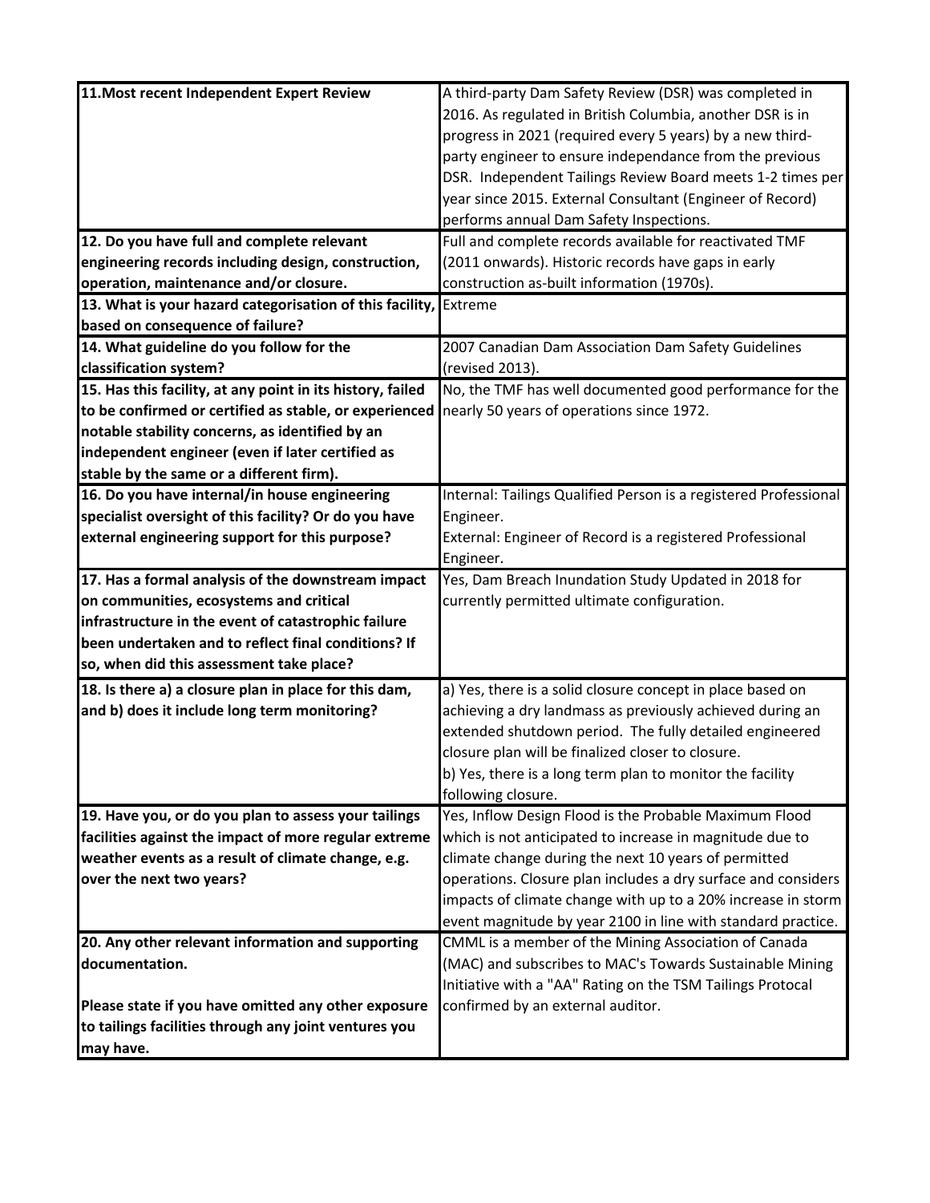| | |
|---|---|
| **11.Most recent Independent Expert Review** | A third-party Dam Safety Review (DSR) was completed in 2016. As regulated in British Columbia, another DSR is in progress in 2021 (required every 5 years) by a new third-party engineer to ensure independance from the previous DSR. Independent Tailings Review Board meets 1-2 times per year since 2015. External Consultant (Engineer of Record) performs annual Dam Safety Inspections. |
| **12. Do you have full and complete relevant engineering records including design, construction, operation, maintenance and/or closure.** | Full and complete records available for reactivated TMF (2011 onwards). Historic records have gaps in early construction as-built information (1970s). |
| **13. What is your hazard categorisation of this facility, based on consequence of failure?** | Extreme |
| **14. What guideline do you follow for the classification system?** | 2007 Canadian Dam Association Dam Safety Guidelines (revised 2013). |
| **15. Has this facility, at any point in its history, failed to be confirmed or certified as stable, or experienced notable stability concerns, as identified by an independent engineer (even if later certified as stable by the same or a different firm).** | No, the TMF has well documented good performance for the nearly 50 years of operations since 1972. |
| **16. Do you have internal/in house engineering specialist oversight of this facility? Or do you have external engineering support for this purpose?** | Internal: Tailings Qualified Person is a registered Professional Engineer.<br>External: Engineer of Record is a registered Professional Engineer. |
| **17. Has a formal analysis of the downstream impact on communities, ecosystems and critical infrastructure in the event of catastrophic failure been undertaken and to reflect final conditions? If so, when did this assessment take place?** | Yes, Dam Breach Inundation Study Updated in 2018 for currently permitted ultimate configuration. |
| **18. Is there a) a closure plan in place for this dam, and b) does it include long term monitoring?** | a) Yes, there is a solid closure concept in place based on achieving a dry landmass as previously achieved during an extended shutdown period. The fully detailed engineered closure plan will be finalized closer to closure.<br>b) Yes, there is a long term plan to monitor the facility following closure. |
| **19. Have you, or do you plan to assess your tailings facilities against the impact of more regular extreme weather events as a result of climate change, e.g. over the next two years?** | Yes, Inflow Design Flood is the Probable Maximum Flood which is not anticipated to increase in magnitude due to climate change during the next 10 years of permitted operations. Closure plan includes a dry surface and considers impacts of climate change with up to a 20% increase in storm event magnitude by year 2100 in line with standard practice. |
| **20. Any other relevant information and supporting documentation.**<br><br>**Please state if you have omitted any other exposure to tailings facilities through any joint ventures you may have.** | CMML is a member of the Mining Association of Canada (MAC) and subscribes to MAC's Towards Sustainable Mining Initiative with a "AA" Rating on the TSM Tailings Protocal confirmed by an external auditor. |